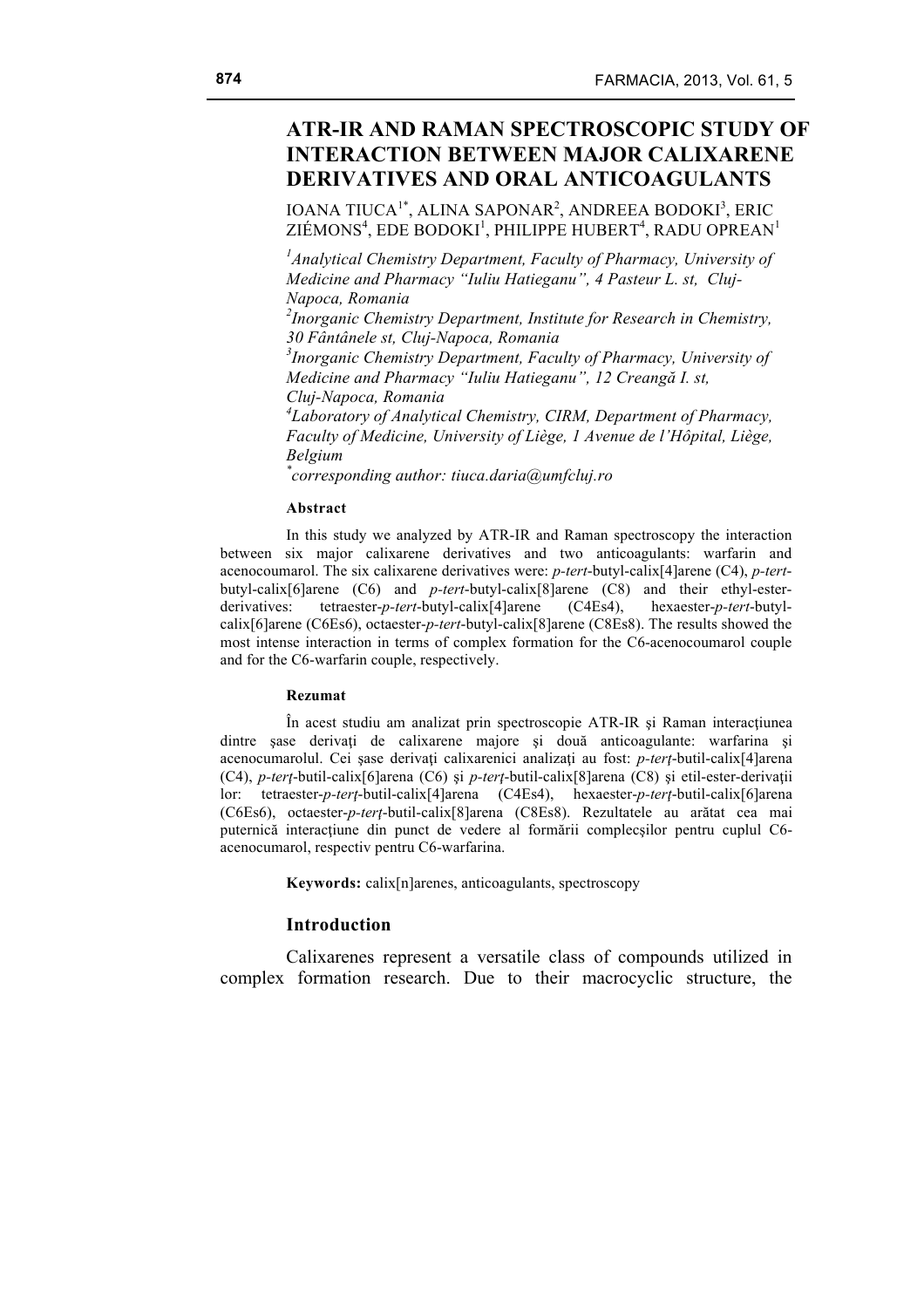# ATR-IR AND RAMAN SPECTROSCOPIC STUDY OF INTERACTION BETWEEN MAJOR CALIXARENE DERIVATIVES AND ORAL ANTICOAGULANTS

IOANA TIUCA[1*], ALINA SAPONAR[2], ANDREEA BODOKI[3], ERIC ZIÉMONS[4], EDE BODOKI[1], PHILIPPE HUBERT[4], RADU OPREAN[1]

*[1]Analytical Chemistry Department, Faculty of Pharmacy, University of Medicine and Pharmacy "Iuliu Hatieganu", 4 Pasteur L. st, Cluj-Napoca, Romania*

*[2]Inorganic Chemistry Department, Institute for Research in Chemistry, 30 Fântânele st, Cluj-Napoca, Romania*

*[3]Inorganic Chemistry Department, Faculty of Pharmacy, University of Medicine and Pharmacy "Iuliu Hatieganu", 12 Creangă I. st, Cluj-Napoca, Romania*

*[4]Laboratory of Analytical Chemistry, CIRM, Department of Pharmacy, Faculty of Medicine, University of Liège, 1 Avenue de l'Hôpital, Liège, Belgium*

*[*]corresponding author: tiuca.daria@umfcluj.ro*

#### Abstract

In this study we analyzed by ATR-IR and Raman spectroscopy the interaction between six major calixarene derivatives and two anticoagulants: warfarin and acenocoumarol. The six calixarene derivatives were: *p-tert*-butyl-calix[4]arene (C4), *p-tert*-butyl-calix[6]arene (C6) and *p-tert*-butyl-calix[8]arene (C8) and their ethyl-ester-derivatives: tetraester-*p-tert*-butyl-calix[4]arene (C4Es4), hexaester-*p-tert*-butyl-calix[6]arene (C6Es6), octaester-*p-tert*-butyl-calix[8]arene (C8Es8). The results showed the most intense interaction in terms of complex formation for the C6-acenocoumarol couple and for the C6-warfarin couple, respectively.

#### Rezumat

În acest studiu am analizat prin spectroscopie ATR-IR și Raman interacțiunea dintre șase derivați de calixarene majore și două anticoagulante: warfarina și acenocumarolul. Cei șase derivați calixarenici analizați au fost: *p-terț*-butil-calix[4]arena (C4), *p-terț*-butil-calix[6]arena (C6) și *p-terț*-butil-calix[8]arena (C8) și etil-ester-derivații lor: tetraester-*p-terț*-butil-calix[4]arena (C4Es4), hexaester-*p-terț*-butil-calix[6]arena (C6Es6), octaester-*p-terț*-butil-calix[8]arena (C8Es8). Rezultatele au arătat cea mai puternică interacțiune din punct de vedere al formării complecșilor pentru cuplul C6-acenocumarol, respectiv pentru C6-warfarina.

**Keywords:** calix[n]arenes, anticoagulants, spectroscopy

## Introduction

Calixarenes represent a versatile class of compounds utilized in complex formation research. Due to their macrocyclic structure, the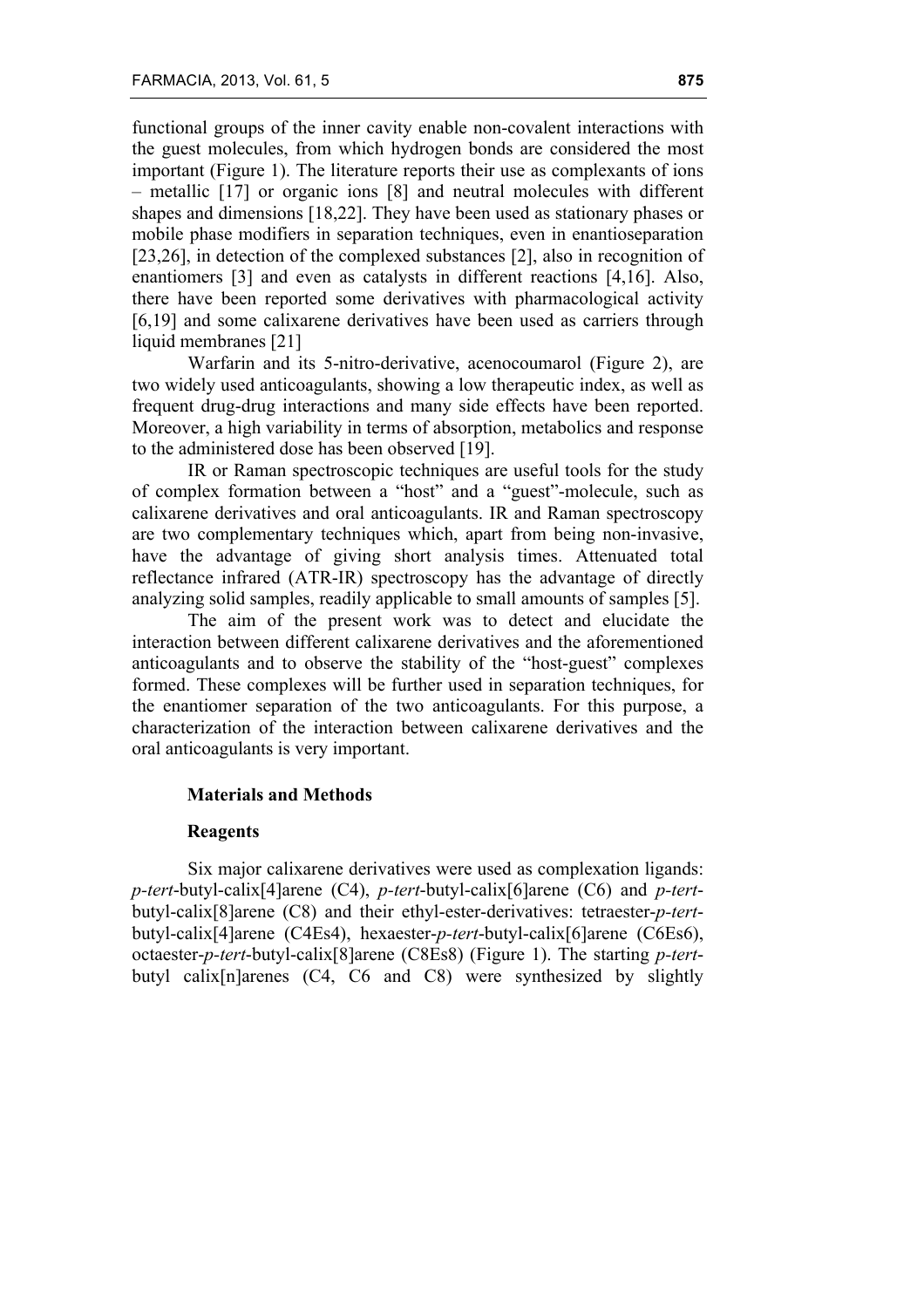functional groups of the inner cavity enable non-covalent interactions with the guest molecules, from which hydrogen bonds are considered the most important (Figure 1). The literature reports their use as complexants of ions – metallic [17] or organic ions [8] and neutral molecules with different shapes and dimensions [18,22]. They have been used as stationary phases or mobile phase modifiers in separation techniques, even in enantioseparation [23,26], in detection of the complexed substances [2], also in recognition of enantiomers [3] and even as catalysts in different reactions [4,16]. Also, there have been reported some derivatives with pharmacological activity [6,19] and some calixarene derivatives have been used as carriers through liquid membranes [21]

Warfarin and its 5-nitro-derivative, acenocoumarol (Figure 2), are two widely used anticoagulants, showing a low therapeutic index, as well as frequent drug-drug interactions and many side effects have been reported. Moreover, a high variability in terms of absorption, metabolics and response to the administered dose has been observed [19].

IR or Raman spectroscopic techniques are useful tools for the study of complex formation between a "host" and a "guest"-molecule, such as calixarene derivatives and oral anticoagulants. IR and Raman spectroscopy are two complementary techniques which, apart from being non-invasive, have the advantage of giving short analysis times. Attenuated total reflectance infrared (ATR-IR) spectroscopy has the advantage of directly analyzing solid samples, readily applicable to small amounts of samples [5].

The aim of the present work was to detect and elucidate the interaction between different calixarene derivatives and the aforementioned anticoagulants and to observe the stability of the "host-guest" complexes formed. These complexes will be further used in separation techniques, for the enantiomer separation of the two anticoagulants. For this purpose, a characterization of the interaction between calixarene derivatives and the oral anticoagulants is very important.

## Materials and Methods

### Reagents

Six major calixarene derivatives were used as complexation ligands: *p-tert*-butyl-calix[4]arene (C4), *p-tert*-butyl-calix[6]arene (C6) and *p-tert*-butyl-calix[8]arene (C8) and their ethyl-ester-derivatives: tetraester-*p-tert*-butyl-calix[4]arene (C4Es4), hexaester-*p-tert*-butyl-calix[6]arene (C6Es6), octaester-*p-tert*-butyl-calix[8]arene (C8Es8) (Figure 1). The starting *p-tert*-butyl calix[n]arenes (C4, C6 and C8) were synthesized by slightly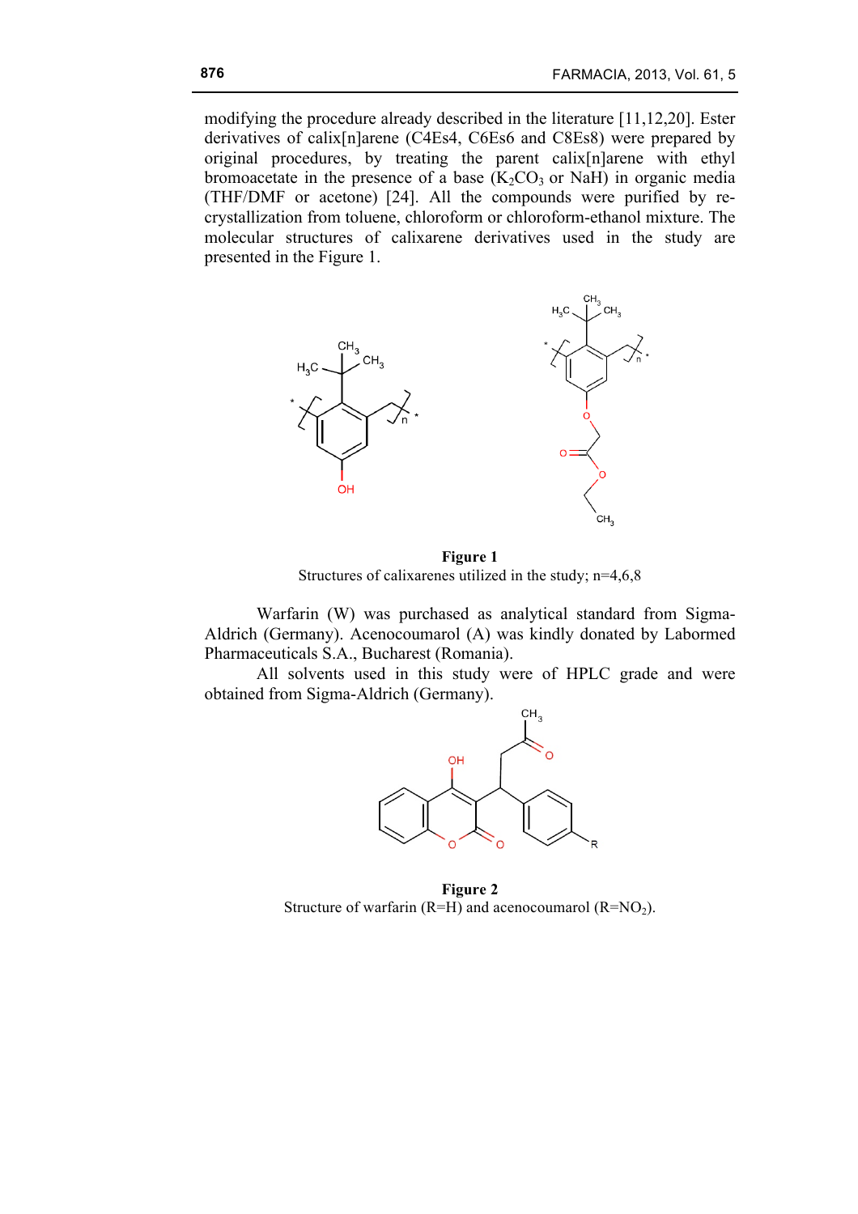modifying the procedure already described in the literature [11,12,20]. Ester derivatives of calix[n]arene (C4Es4, C6Es6 and C8Es8) were prepared by original procedures, by treating the parent calix[n]arene with ethyl bromoacetate in the presence of a base ($K_2CO_3$ or NaH) in organic media (THF/DMF or acetone) [24]. All the compounds were purified by re-crystallization from toluene, chloroform or chloroform-ethanol mixture. The molecular structures of calixarene derivatives used in the study are presented in the Figure 1.

**Figure 1**

Structures of calixarenes utilized in the study; n=4,6,8

Warfarin (W) was purchased as analytical standard from Sigma-Aldrich (Germany). Acenocoumarol (A) was kindly donated by Labormed Pharmaceuticals S.A., Bucharest (Romania).

All solvents used in this study were of HPLC grade and were obtained from Sigma-Aldrich (Germany).

**Figure 2**

Structure of warfarin (R=H) and acenocoumarol (R=$NO_2$).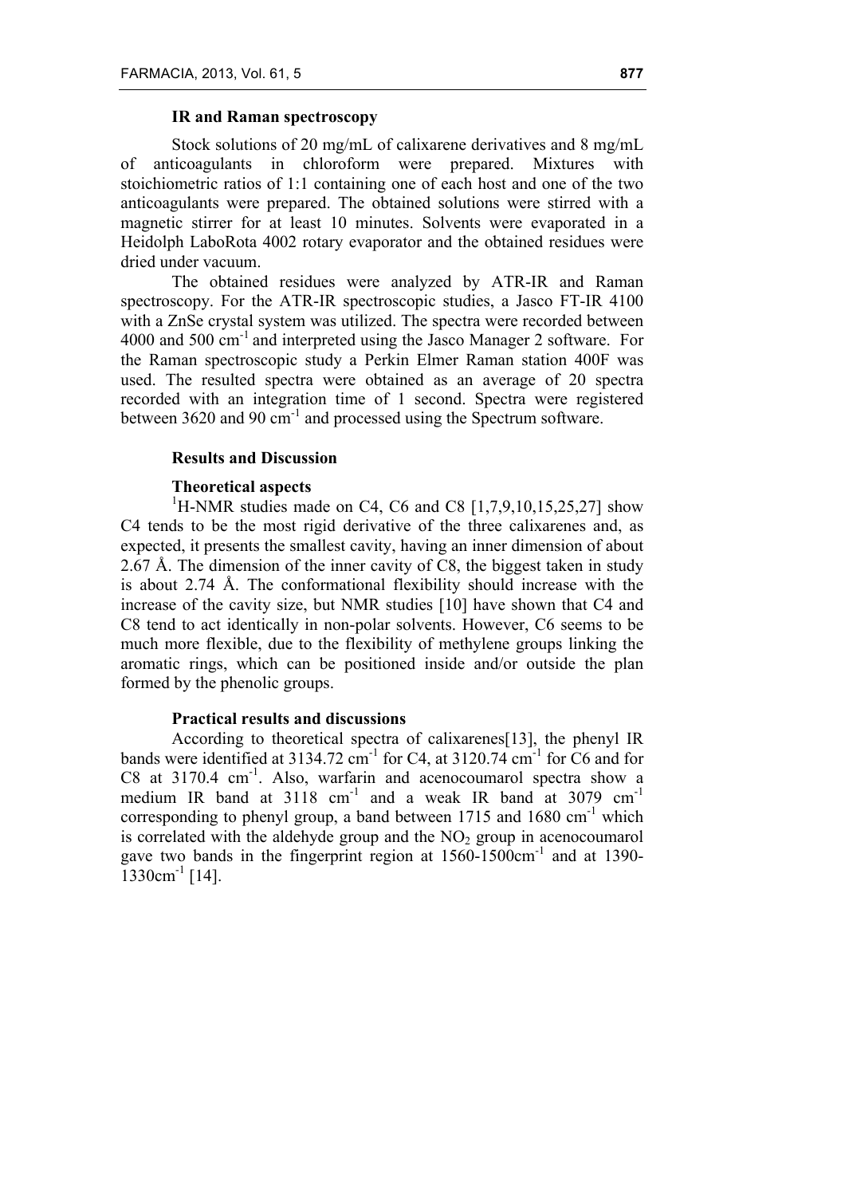### IR and Raman spectroscopy

Stock solutions of 20 mg/mL of calixarene derivatives and 8 mg/mL of anticoagulants in chloroform were prepared. Mixtures with stoichiometric ratios of 1:1 containing one of each host and one of the two anticoagulants were prepared. The obtained solutions were stirred with a magnetic stirrer for at least 10 minutes. Solvents were evaporated in a Heidolph LaboRota 4002 rotary evaporator and the obtained residues were dried under vacuum.

The obtained residues were analyzed by ATR-IR and Raman spectroscopy. For the ATR-IR spectroscopic studies, a Jasco FT-IR 4100 with a ZnSe crystal system was utilized. The spectra were recorded between 4000 and 500 $cm^{-1}$ and interpreted using the Jasco Manager 2 software. For the Raman spectroscopic study a Perkin Elmer Raman station 400F was used. The resulted spectra were obtained as an average of 20 spectra recorded with an integration time of 1 second. Spectra were registered between 3620 and 90 $cm^{-1}$ and processed using the Spectrum software.

## Results and Discussion

### Theoretical aspects

$^{1}$H-NMR studies made on C4, C6 and C8 [1,7,9,10,15,25,27] show C4 tends to be the most rigid derivative of the three calixarenes and, as expected, it presents the smallest cavity, having an inner dimension of about 2.67 Å. The dimension of the inner cavity of C8, the biggest taken in study is about 2.74 Å. The conformational flexibility should increase with the increase of the cavity size, but NMR studies [10] have shown that C4 and C8 tend to act identically in non-polar solvents. However, C6 seems to be much more flexible, due to the flexibility of methylene groups linking the aromatic rings, which can be positioned inside and/or outside the plan formed by the phenolic groups.

### Practical results and discussions

According to theoretical spectra of calixarenes[13], the phenyl IR bands were identified at 3134.72 $cm^{-1}$ for C4, at 3120.74 $cm^{-1}$ for C6 and for C8 at 3170.4 $cm^{-1}$. Also, warfarin and acenocoumarol spectra show a medium IR band at 3118 $cm^{-1}$ and a weak IR band at 3079 $cm^{-1}$ corresponding to phenyl group, a band between 1715 and 1680 $cm^{-1}$ which is correlated with the aldehyde group and the $NO_2$ group in acenocoumarol gave two bands in the fingerprint region at 1560-1500$cm^{-1}$ and at 1390-1330$cm^{-1}$ [14].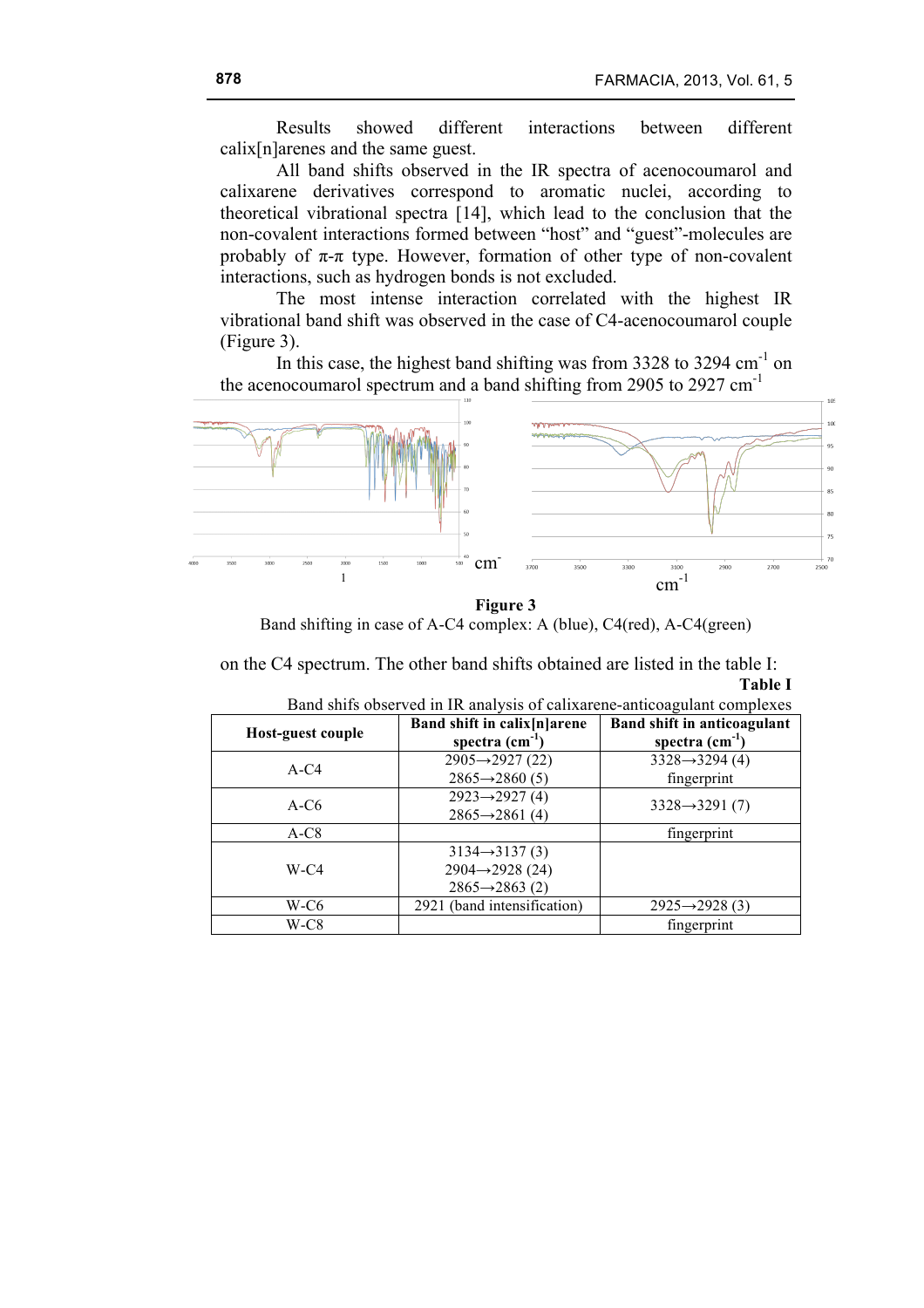Results showed different interactions between different calix[n]arenes and the same guest.

All band shifts observed in the IR spectra of acenocoumarol and calixarene derivatives correspond to aromatic nuclei, according to theoretical vibrational spectra [14], which lead to the conclusion that the non-covalent interactions formed between "host" and "guest"-molecules are probably of π-π type. However, formation of other type of non-covalent interactions, such as hydrogen bonds is not excluded.

The most intense interaction correlated with the highest IR vibrational band shift was observed in the case of C4-acenocoumarol couple (Figure 3).

In this case, the highest band shifting was from 3328 to 3294 $cm^{-1}$ on the acenocoumarol spectrum and a band shifting from 2905 to 2927 $cm^{-1}$

**Figure 3**

Band shifting in case of A-C4 complex: A (blue), C4(red), A-C4(green)

on the C4 spectrum. The other band shifts obtained are listed in the table I:

**Table I**

Band shifs observed in IR analysis of calixarene-anticoagulant complexes

| Host-guest couple | Band shift in calix[n]arene spectra ($cm^{-1}$) | Band shift in anticoagulant spectra ($cm^{-1}$) |
|---|---|---|
| A-C4 | 2905→2927 (22)<br>2865→2860 (5) | 3328→3294 (4)<br>fingerprint |
| A-C6 | 2923→2927 (4)<br>2865→2861 (4) | 3328→3291 (7) |
| A-C8 | | fingerprint |
| W-C4 | 3134→3137 (3)<br>2904→2928 (24)<br>2865→2863 (2) | |
| W-C6 | 2921 (band intensification) | 2925→2928 (3) |
| W-C8 | | fingerprint |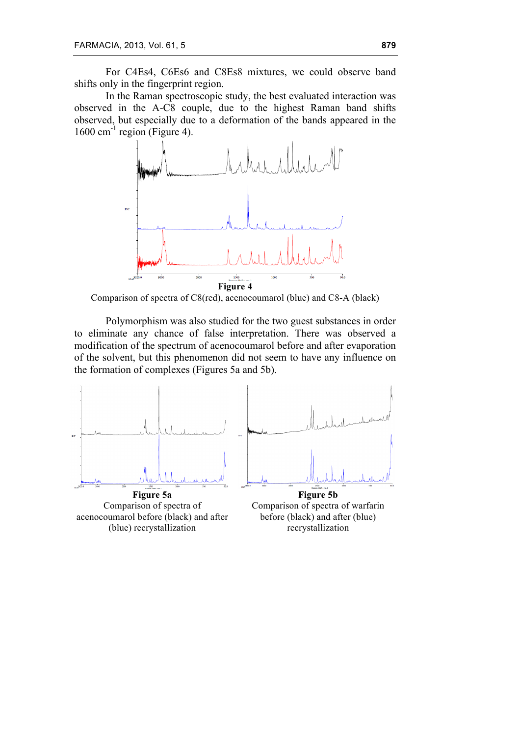For C4Es4, C6Es6 and C8Es8 mixtures, we could observe band shifts only in the fingerprint region.

In the Raman spectroscopic study, the best evaluated interaction was observed in the A-C8 couple, due to the highest Raman band shifts observed, but especially due to a deformation of the bands appeared in the 1600 cm$^{-1}$ region (Figure 4).

**Figure 4**

Comparison of spectra of C8(red), acenocoumarol (blue) and C8-A (black)

Polymorphism was also studied for the two guest substances in order to eliminate any chance of false interpretation. There was observed a modification of the spectrum of acenocoumarol before and after evaporation of the solvent, but this phenomenon did not seem to have any influence on the formation of complexes (Figures 5a and 5b).

**Figure 5a**

Comparison of spectra of acenocoumarol before (black) and after (blue) recrystallization

**Figure 5b**

Comparison of spectra of warfarin before (black) and after (blue) recrystallization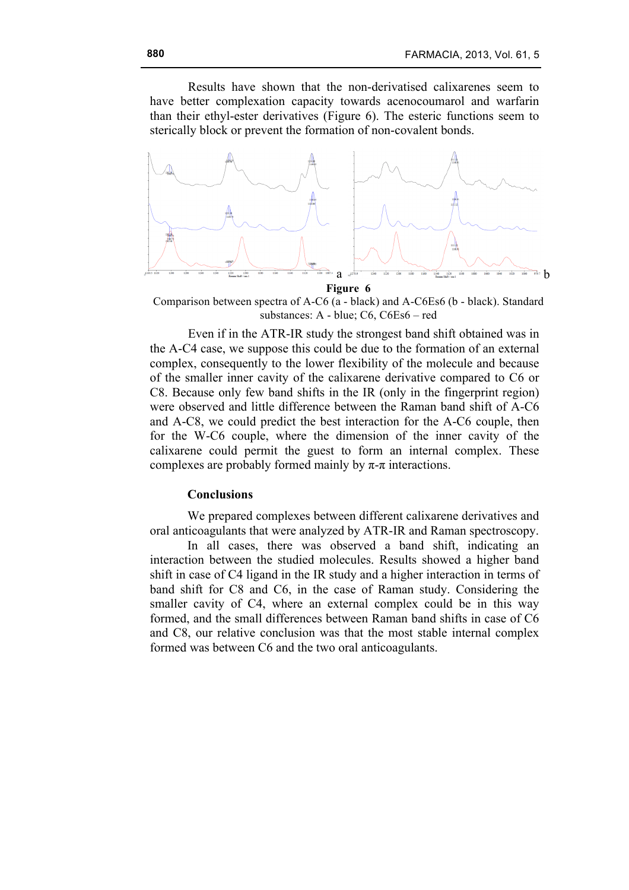Results have shown that the non-derivatised calixarenes seem to have better complexation capacity towards acenocoumarol and warfarin than their ethyl-ester derivatives (Figure 6). The esteric functions seem to sterically block or prevent the formation of non-covalent bonds.

**Figure 6**

Comparison between spectra of A-C6 (a - black) and A-C6Es6 (b - black). Standard substances: A - blue; C6, C6Es6 – red

Even if in the ATR-IR study the strongest band shift obtained was in the A-C4 case, we suppose this could be due to the formation of an external complex, consequently to the lower flexibility of the molecule and because of the smaller inner cavity of the calixarene derivative compared to C6 or C8. Because only few band shifts in the IR (only in the fingerprint region) were observed and little difference between the Raman band shift of A-C6 and A-C8, we could predict the best interaction for the A-C6 couple, then for the W-C6 couple, where the dimension of the inner cavity of the calixarene could permit the guest to form an internal complex. These complexes are probably formed mainly by $\pi$-$\pi$ interactions.

## Conclusions

We prepared complexes between different calixarene derivatives and oral anticoagulants that were analyzed by ATR-IR and Raman spectroscopy.

In all cases, there was observed a band shift, indicating an interaction between the studied molecules. Results showed a higher band shift in case of C4 ligand in the IR study and a higher interaction in terms of band shift for C8 and C6, in the case of Raman study. Considering the smaller cavity of C4, where an external complex could be in this way formed, and the small differences between Raman band shifts in case of C6 and C8, our relative conclusion was that the most stable internal complex formed was between C6 and the two oral anticoagulants.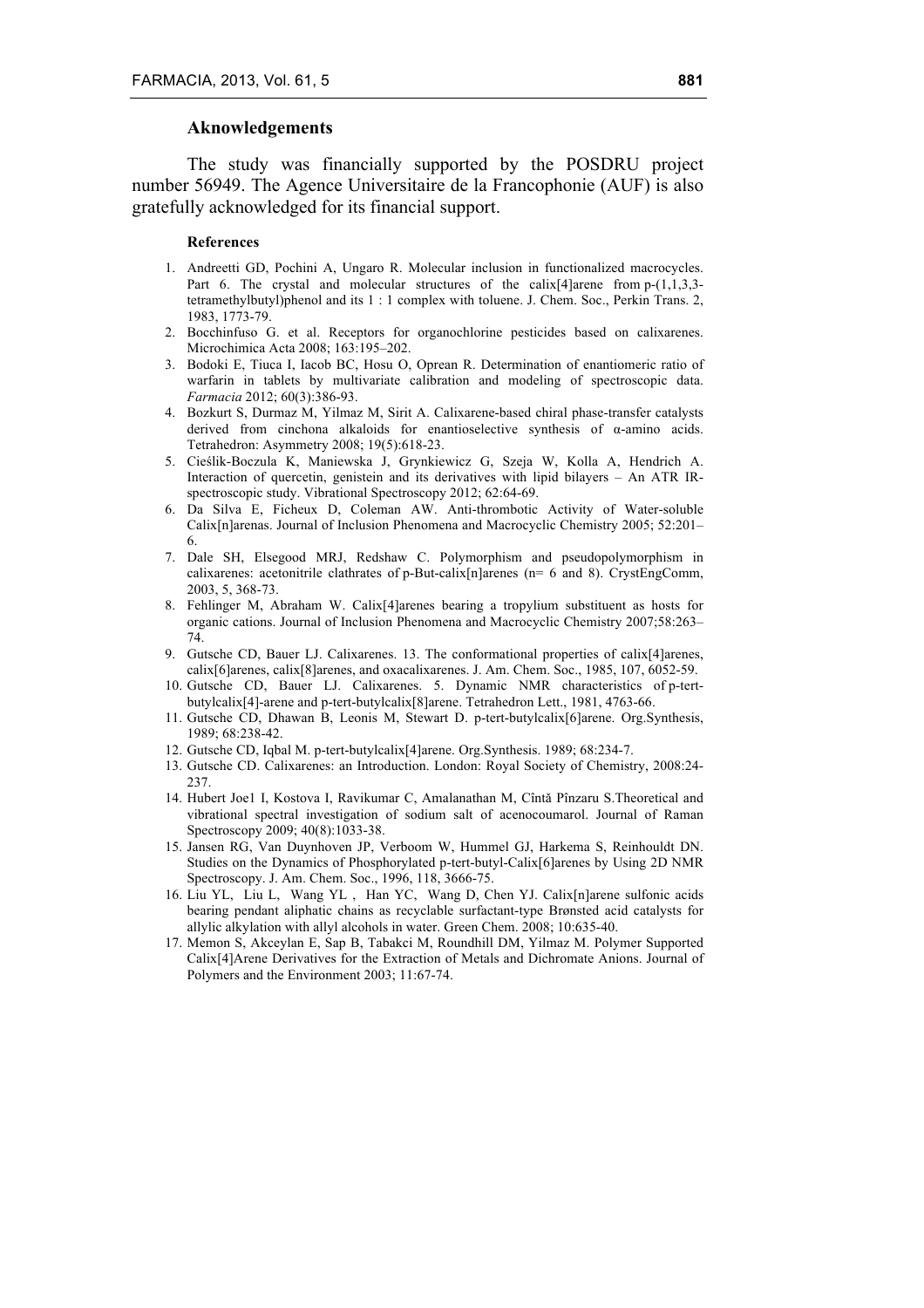## Aknowledgements

The study was financially supported by the POSDRU project number 56949. The Agence Universitaire de la Francophonie (AUF) is also gratefully acknowledged for its financial support.

### References

1. Andreetti GD, Pochini A, Ungaro R. Molecular inclusion in functionalized macrocycles. Part 6. The crystal and molecular structures of the calix[4]arene from p-(1,1,3,3-tetramethylbutyl)phenol and its 1 : 1 complex with toluene. J. Chem. Soc., Perkin Trans. 2, 1983, 1773-79.
2. Bocchinfuso G. et al. Receptors for organochlorine pesticides based on calixarenes. Microchimica Acta 2008; 163:195–202.
3. Bodoki E, Tiuca I, Iacob BC, Hosu O, Oprean R. Determination of enantiomeric ratio of warfarin in tablets by multivariate calibration and modeling of spectroscopic data. *Farmacia* 2012; 60(3):386-93.
4. Bozkurt S, Durmaz M, Yilmaz M, Sirit A. Calixarene-based chiral phase-transfer catalysts derived from cinchona alkaloids for enantioselective synthesis of α-amino acids. Tetrahedron: Asymmetry 2008; 19(5):618-23.
5. Cieślik-Boczula K, Maniewska J, Grynkiewicz G, Szeja W, Kolla A, Hendrich A. Interaction of quercetin, genistein and its derivatives with lipid bilayers – An ATR IR-spectroscopic study. Vibrational Spectroscopy 2012; 62:64-69.
6. Da Silva E, Ficheux D, Coleman AW. Anti-thrombotic Activity of Water-soluble Calix[n]arenas. Journal of Inclusion Phenomena and Macrocyclic Chemistry 2005; 52:201–6.
7. Dale SH, Elsegood MRJ, Redshaw C. Polymorphism and pseudopolymorphism in calixarenes: acetonitrile clathrates of p-But-calix[n]arenes (n= 6 and 8). CrystEngComm, 2003, 5, 368-73.
8. Fehlinger M, Abraham W. Calix[4]arenes bearing a tropylium substituent as hosts for organic cations. Journal of Inclusion Phenomena and Macrocyclic Chemistry 2007;58:263–74.
9. Gutsche CD, Bauer LJ. Calixarenes. 13. The conformational properties of calix[4]arenes, calix[6]arenes, calix[8]arenes, and oxacalixarenes. J. Am. Chem. Soc., 1985, 107, 6052-59.
10. Gutsche CD, Bauer LJ. Calixarenes. 5. Dynamic NMR characteristics of p-tert-butylcalix[4]-arene and p-tert-butylcalix[8]arene. Tetrahedron Lett., 1981, 4763-66.
11. Gutsche CD, Dhawan B, Leonis M, Stewart D. p-tert-butylcalix[6]arene. Org.Synthesis, 1989; 68:238-42.
12. Gutsche CD, Iqbal M. p-tert-butylcalix[4]arene. Org.Synthesis. 1989; 68:234-7.
13. Gutsche CD. Calixarenes: an Introduction. London: Royal Society of Chemistry, 2008:24-237.
14. Hubert Joe1 I, Kostova I, Ravikumar C, Amalanathan M, Cîntă Pînzaru S.Theoretical and vibrational spectral investigation of sodium salt of acenocoumarol. Journal of Raman Spectroscopy 2009; 40(8):1033-38.
15. Jansen RG, Van Duynhoven JP, Verboom W, Hummel GJ, Harkema S, Reinhouldt DN. Studies on the Dynamics of Phosphorylated p-tert-butyl-Calix[6]arenes by Using 2D NMR Spectroscopy. J. Am. Chem. Soc., 1996, 118, 3666-75.
16. Liu YL, Liu L, Wang YL , Han YC, Wang D, Chen YJ. Calix[n]arene sulfonic acids bearing pendant aliphatic chains as recyclable surfactant-type Brønsted acid catalysts for allylic alkylation with allyl alcohols in water. Green Chem. 2008; 10:635-40.
17. Memon S, Akceylan E, Sap B, Tabakci M, Roundhill DM, Yilmaz M. Polymer Supported Calix[4]Arene Derivatives for the Extraction of Metals and Dichromate Anions. Journal of Polymers and the Environment 2003; 11:67-74.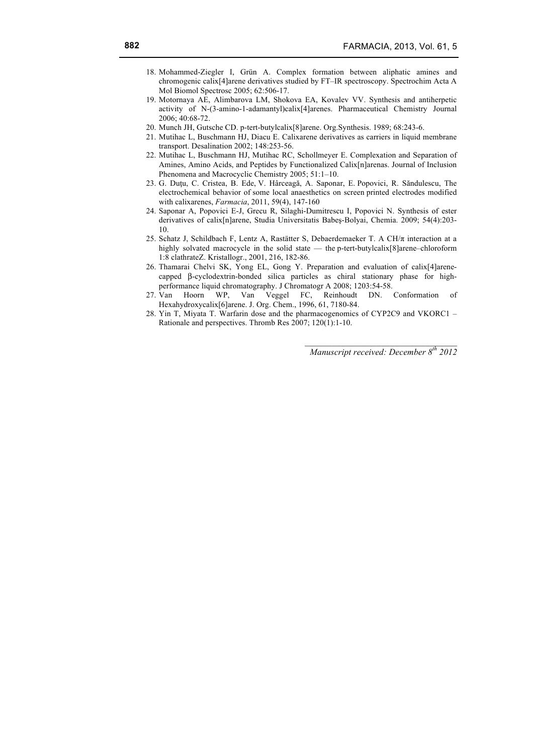18. Mohammed-Ziegler I, Grün A. Complex formation between aliphatic amines and chromogenic calix[4]arene derivatives studied by FT–IR spectroscopy. Spectrochim Acta A Mol Biomol Spectrosc 2005; 62:506-17.
19. Motornaya AE, Alimbarova LM, Shokova EA, Kovalev VV. Synthesis and antiherpetic activity of N-(3-amino-1-adamantyl)calix[4]arenes. Pharmaceutical Chemistry Journal 2006; 40:68-72.
20. Munch JH, Gutsche CD. p-tert-butylcalix[8]arene. Org.Synthesis. 1989; 68:243-6.
21. Mutihac L, Buschmann HJ, Diacu E. Calixarene derivatives as carriers in liquid membrane transport. Desalination 2002; 148:253-56.
22. Mutihac L, Buschmann HJ, Mutihac RC, Schollmeyer E. Complexation and Separation of Amines, Amino Acids, and Peptides by Functionalized Calix[n]arenas. Journal of Inclusion Phenomena and Macrocyclic Chemistry 2005; 51:1–10.
23. G. Duţu, C. Cristea, B. Ede, V. Hârceagă, A. Saponar, E. Popovici, R. Săndulescu, The electrochemical behavior of some local anaesthetics on screen printed electrodes modified with calixarenes, *Farmacia*, 2011, 59(4), 147-160
24. Saponar A, Popovici E-J, Grecu R, Silaghi-Dumitrescu I, Popovici N. Synthesis of ester derivatives of calix[n]arene, Studia Universitatis Babeş-Bolyai, Chemia. 2009; 54(4):203-10.
25. Schatz J, Schildbach F, Lentz A, Rastätter S, Debaerdemaeker T. A CH/π interaction at a highly solvated macrocycle in the solid state — the p-tert-butylcalix[8]arene–chloroform 1:8 clathrateZ. Kristallogr., 2001, 216, 182-86.
26. Thamarai Chelvi SK, Yong EL, Gong Y. Preparation and evaluation of calix[4]arene-capped β-cyclodextrin-bonded silica particles as chiral stationary phase for high-performance liquid chromatography. J Chromatogr A 2008; 1203:54-58.
27. Van Hoorn WP, Van Veggel FC, Reinhoudt DN. Conformation of Hexahydroxycalix[6]arene. J. Org. Chem., 1996, 61, 7180-84.
28. Yin T, Miyata T. Warfarin dose and the pharmacogenomics of CYP2C9 and VKORC1 – Rationale and perspectives. Thromb Res 2007; 120(1):1-10.

*Manuscript received: December 8th 2012*